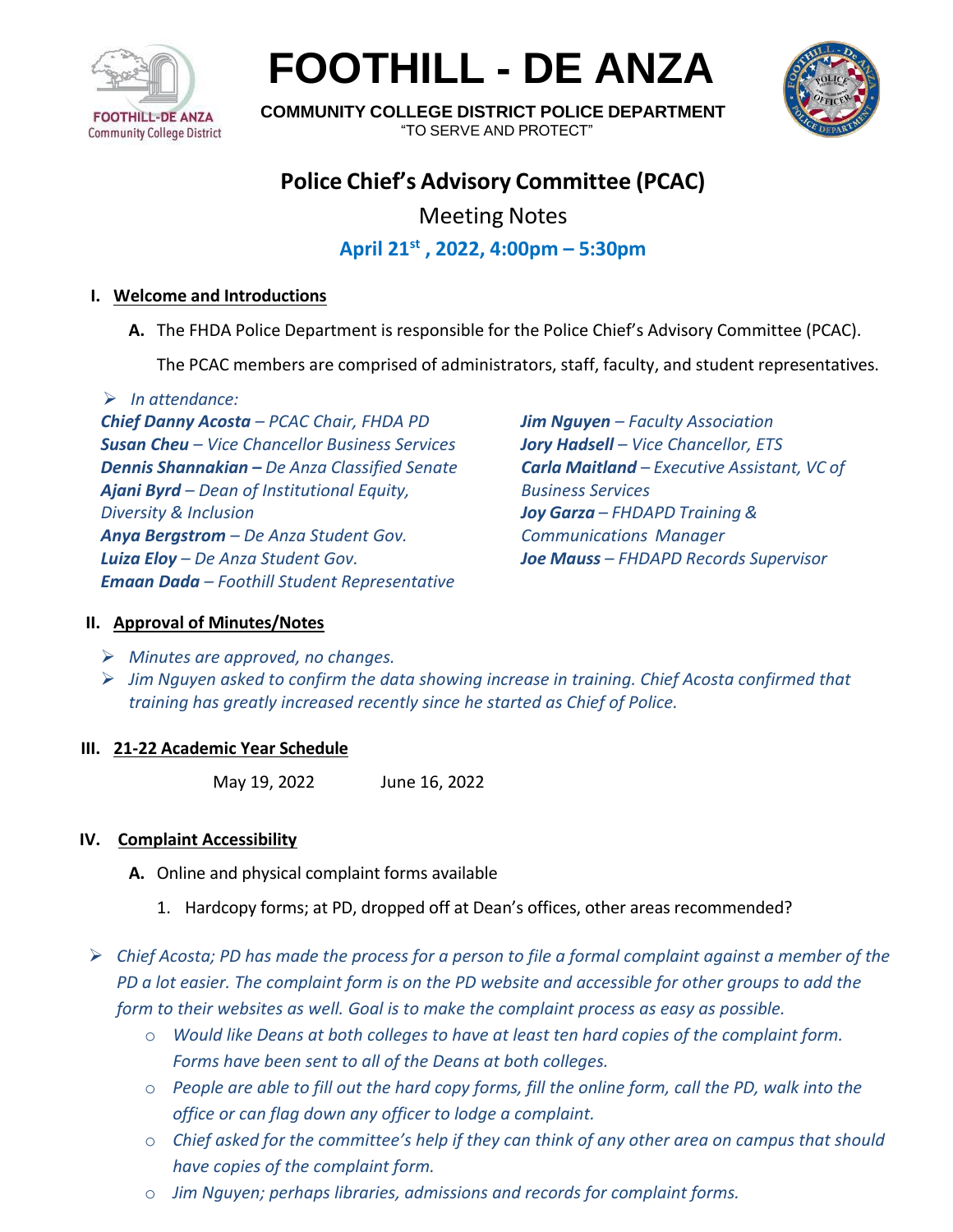# FOOTHILL - DE ANZA

**COMMUNITY COLLEGE DISTRICT POLICE DEPARTMENT**

"TO SERVE AND PROTECT"

## Police Chief's Advisory Committee (PCAC)

Meeting Notes

**April 21st , 2022, 4:00pm – 5:30pm**

### I. Welcome and Introductions

**A.** The FHDA Police Department is responsible for the Police Chief's Advisory Committee (PCAC).

The PCAC members are comprised of administrators, staff, faculty, and student representatives.

- *In attendance:*

*__Chief Danny Acosta__ – PCAC Chair, FHDA PD*
*__Susan Cheu__ – Vice Chancellor Business Services*
*__Dennis Shannakian –__ De Anza Classified Senate*
*__Ajani Byrd__ – Dean of Institutional Equity, Diversity & Inclusion*
*__Anya Bergstrom__ – De Anza Student Gov.*
*__Luiza Eloy__ – De Anza Student Gov.*
*__Emaan Dada__ – Foothill Student Representative*
*__Jim Nguyen__ – Faculty Association*
*__Jory Hadsell__ – Vice Chancellor, ETS*
*__Carla Maitland__ – Executive Assistant, VC of Business Services*
*__Joy Garza__ – FHDAPD Training & Communications Manager*
*__Joe Mauss__ – FHDAPD Records Supervisor*

### II. Approval of Minutes/Notes

- *Minutes are approved, no changes.*
- *Jim Nguyen asked to confirm the data showing increase in training. Chief Acosta confirmed that training has greatly increased recently since he started as Chief of Police.*

### III. 21-22 Academic Year Schedule

May 19, 2022 June 16, 2022

### IV. Complaint Accessibility

**A.** Online and physical complaint forms available

1. Hardcopy forms; at PD, dropped off at Dean's offices, other areas recommended?

- *Chief Acosta; PD has made the process for a person to file a formal complaint against a member of the PD a lot easier. The complaint form is on the PD website and accessible for other groups to add the form to their websites as well. Goal is to make the complaint process as easy as possible.*
  - *Would like Deans at both colleges to have at least ten hard copies of the complaint form. Forms have been sent to all of the Deans at both colleges.*
  - *People are able to fill out the hard copy forms, fill the online form, call the PD, walk into the office or can flag down any officer to lodge a complaint.*
  - *Chief asked for the committee's help if they can think of any other area on campus that should have copies of the complaint form.*
  - *Jim Nguyen; perhaps libraries, admissions and records for complaint forms.*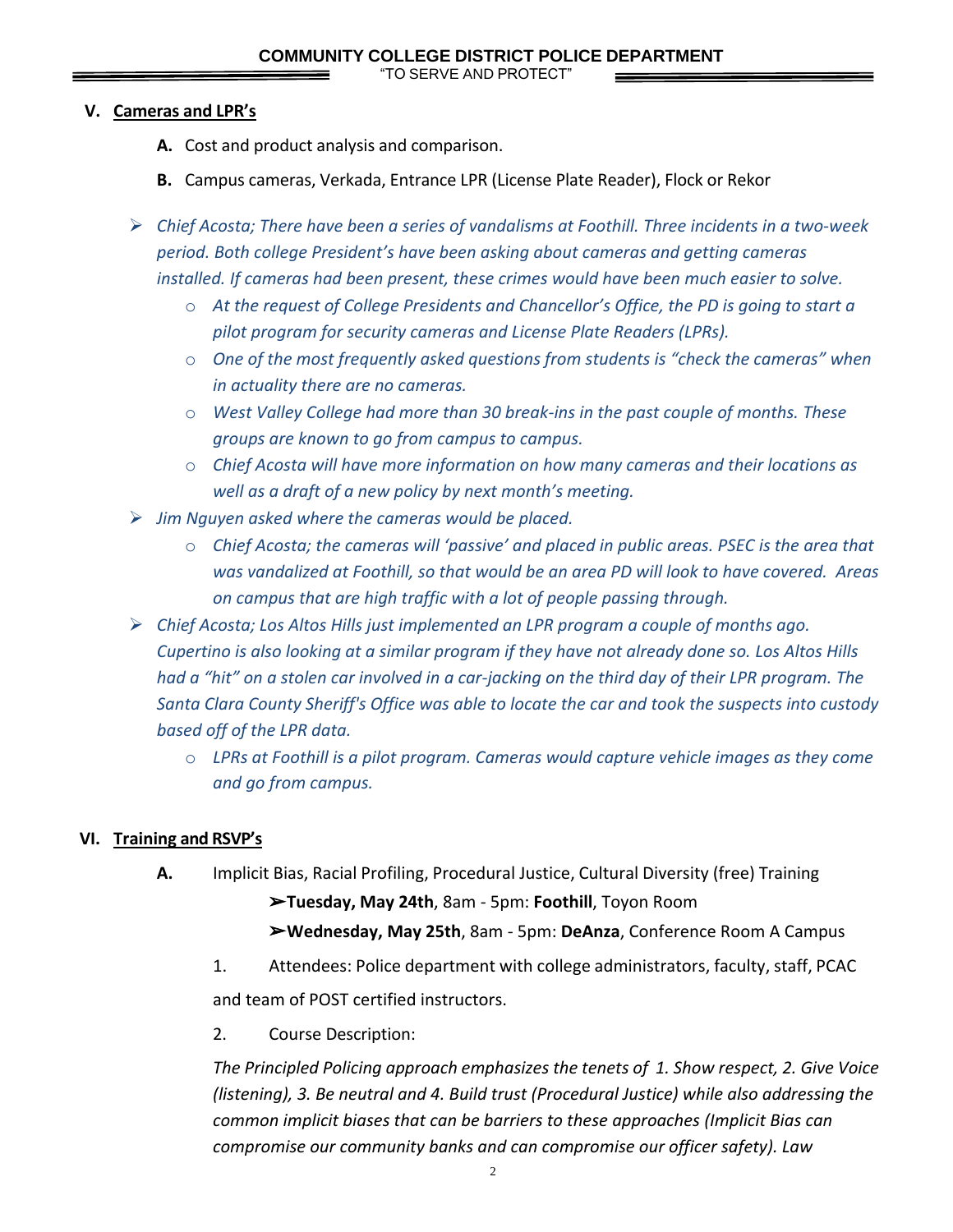## V. Cameras and LPR's

**A.** Cost and product analysis and comparison.

**B.** Campus cameras, Verkada, Entrance LPR (License Plate Reader), Flock or Rekor

- *Chief Acosta; There have been a series of vandalisms at Foothill. Three incidents in a two-week period. Both college President's have been asking about cameras and getting cameras installed. If cameras had been present, these crimes would have been much easier to solve.*
  - *At the request of College Presidents and Chancellor's Office, the PD is going to start a pilot program for security cameras and License Plate Readers (LPRs).*
  - *One of the most frequently asked questions from students is "check the cameras" when in actuality there are no cameras.*
  - *West Valley College had more than 30 break-ins in the past couple of months. These groups are known to go from campus to campus.*
  - *Chief Acosta will have more information on how many cameras and their locations as well as a draft of a new policy by next month's meeting.*
- *Jim Nguyen asked where the cameras would be placed.*
  - *Chief Acosta; the cameras will 'passive' and placed in public areas. PSEC is the area that was vandalized at Foothill, so that would be an area PD will look to have covered. Areas on campus that are high traffic with a lot of people passing through.*
- *Chief Acosta; Los Altos Hills just implemented an LPR program a couple of months ago. Cupertino is also looking at a similar program if they have not already done so. Los Altos Hills had a "hit" on a stolen car involved in a car-jacking on the third day of their LPR program. The Santa Clara County Sheriff's Office was able to locate the car and took the suspects into custody based off of the LPR data.*
  - *LPRs at Foothill is a pilot program. Cameras would capture vehicle images as they come and go from campus.*

## VI. Training and RSVP's

**A.** Implicit Bias, Racial Profiling, Procedural Justice, Cultural Diversity (free) Training

➢**Tuesday, May 24th**, 8am - 5pm: **Foothill**, Toyon Room

➢**Wednesday, May 25th**, 8am - 5pm: **DeAnza**, Conference Room A Campus

1. Attendees: Police department with college administrators, faculty, staff, PCAC and team of POST certified instructors.

2. Course Description:

*The Principled Policing approach emphasizes the tenets of 1. Show respect, 2. Give Voice (listening), 3. Be neutral and 4. Build trust (Procedural Justice) while also addressing the common implicit biases that can be barriers to these approaches (Implicit Bias can compromise our community banks and can compromise our officer safety). Law*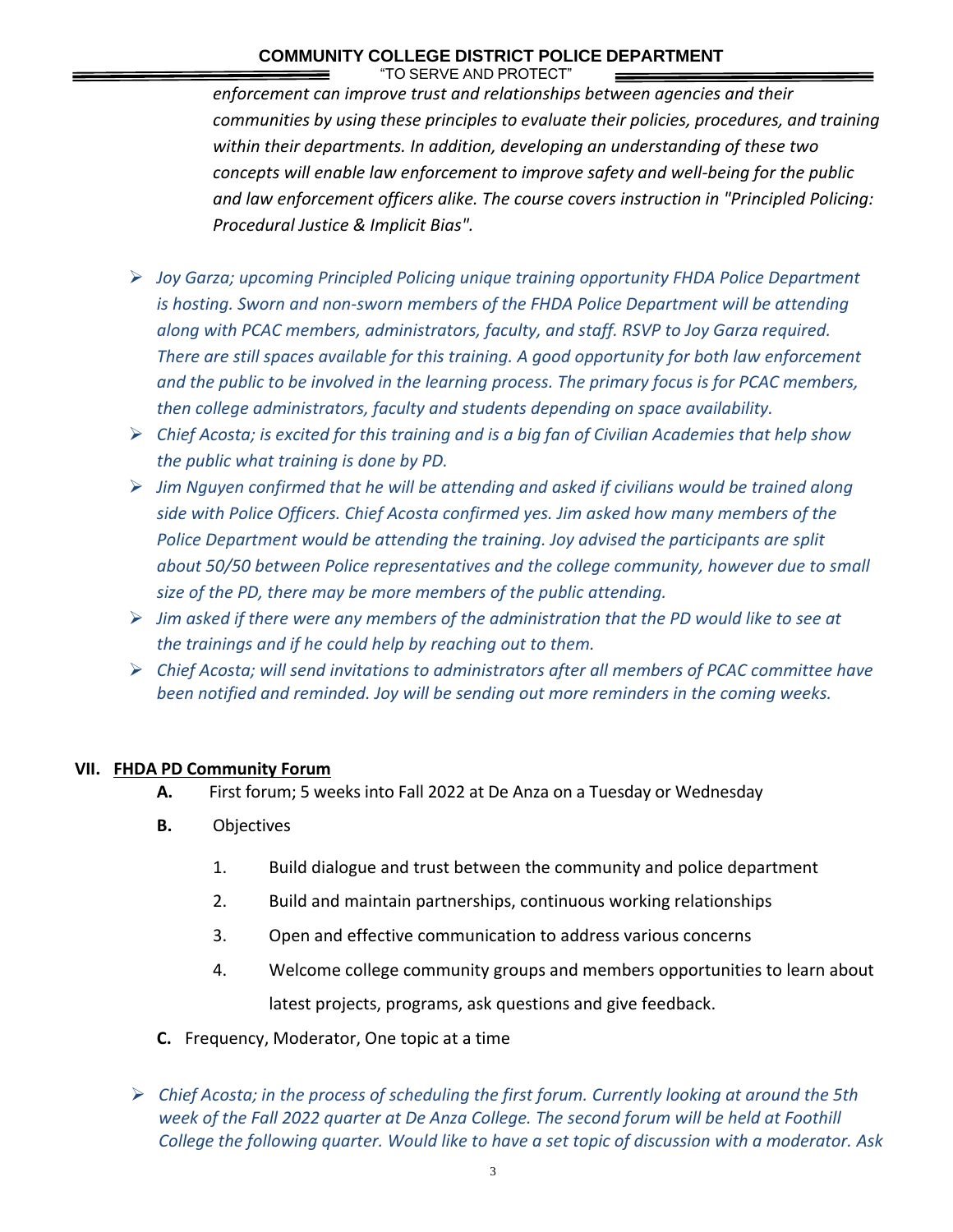*enforcement can improve trust and relationships between agencies and their communities by using these principles to evaluate their policies, procedures, and training within their departments. In addition, developing an understanding of these two concepts will enable law enforcement to improve safety and well-being for the public and law enforcement officers alike. The course covers instruction in "Principled Policing: Procedural Justice & Implicit Bias".*

- *Joy Garza; upcoming Principled Policing unique training opportunity FHDA Police Department is hosting. Sworn and non-sworn members of the FHDA Police Department will be attending along with PCAC members, administrators, faculty, and staff. RSVP to Joy Garza required. There are still spaces available for this training. A good opportunity for both law enforcement and the public to be involved in the learning process. The primary focus is for PCAC members, then college administrators, faculty and students depending on space availability.*
- *Chief Acosta; is excited for this training and is a big fan of Civilian Academies that help show the public what training is done by PD.*
- *Jim Nguyen confirmed that he will be attending and asked if civilians would be trained along side with Police Officers. Chief Acosta confirmed yes. Jim asked how many members of the Police Department would be attending the training. Joy advised the participants are split about 50/50 between Police representatives and the college community, however due to small size of the PD, there may be more members of the public attending.*
- *Jim asked if there were any members of the administration that the PD would like to see at the trainings and if he could help by reaching out to them.*
- *Chief Acosta; will send invitations to administrators after all members of PCAC committee have been notified and reminded. Joy will be sending out more reminders in the coming weeks.*

## VII. FHDA PD Community Forum

**A.** First forum; 5 weeks into Fall 2022 at De Anza on a Tuesday or Wednesday

**B.** Objectives

1. Build dialogue and trust between the community and police department
2. Build and maintain partnerships, continuous working relationships
3. Open and effective communication to address various concerns
4. Welcome college community groups and members opportunities to learn about latest projects, programs, ask questions and give feedback.

**C.** Frequency, Moderator, One topic at a time

- *Chief Acosta; in the process of scheduling the first forum. Currently looking at around the 5th week of the Fall 2022 quarter at De Anza College. The second forum will be held at Foothill College the following quarter. Would like to have a set topic of discussion with a moderator. Ask*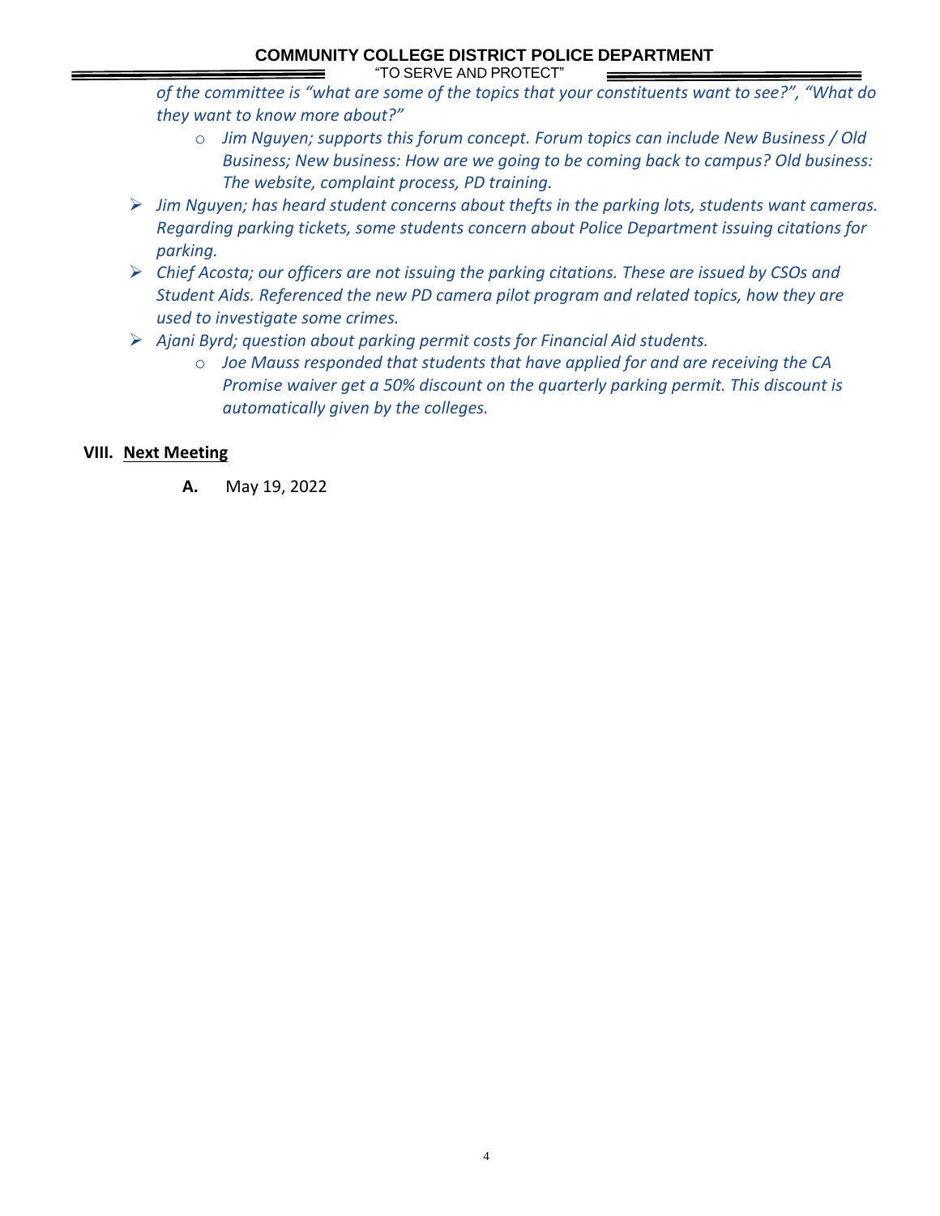*of the committee is "what are some of the topics that your constituents want to see?", "What do they want to know more about?"*

- *Jim Nguyen; supports this forum concept. Forum topics can include New Business / Old Business; New business: How are we going to be coming back to campus? Old business: The website, complaint process, PD training.*

- *Jim Nguyen; has heard student concerns about thefts in the parking lots, students want cameras. Regarding parking tickets, some students concern about Police Department issuing citations for parking.*
- *Chief Acosta; our officers are not issuing the parking citations. These are issued by CSOs and Student Aids. Referenced the new PD camera pilot program and related topics, how they are used to investigate some crimes.*
- *Ajani Byrd; question about parking permit costs for Financial Aid students.*
  - *Joe Mauss responded that students that have applied for and are receiving the CA Promise waiver get a 50% discount on the quarterly parking permit. This discount is automatically given by the colleges.*

## VIII. Next Meeting

**A.** May 19, 2022